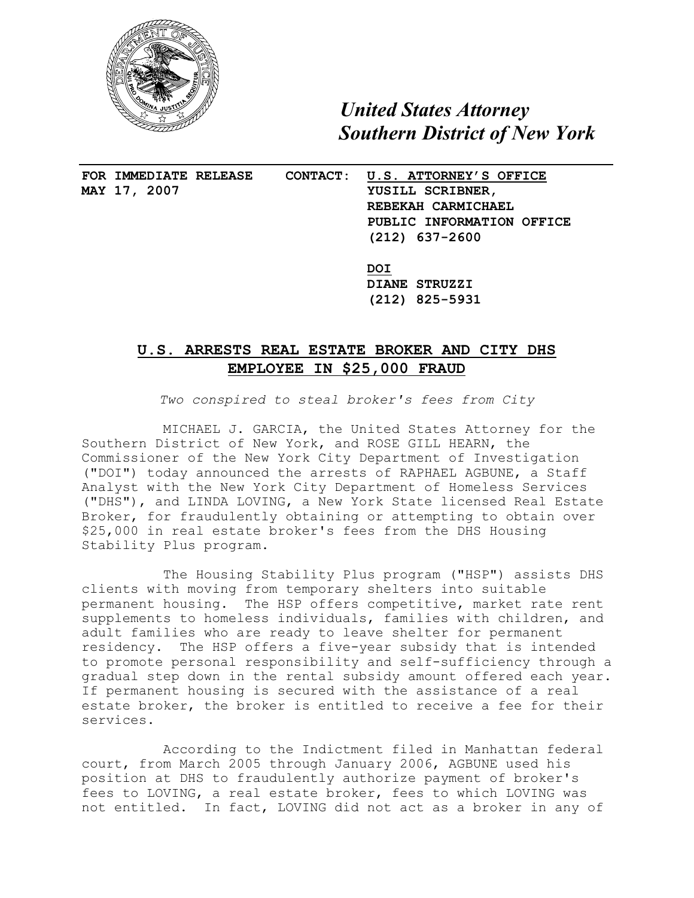*United States Attorney*
*Southern District of New York*

**FOR IMMEDIATE RELEASE**
**MAY 17, 2007**

**CONTACT:** **U.S. ATTORNEY'S OFFICE**
**YUSILL SCRIBNER,**
**REBEKAH CARMICHAEL**
**PUBLIC INFORMATION OFFICE**
**(212) 637-2600**

**DOI**
**DIANE STRUZZI**
**(212) 825-5931**

## U.S. ARRESTS REAL ESTATE BROKER AND CITY DHS EMPLOYEE IN $25,000 FRAUD

*Two conspired to steal broker's fees from City*

MICHAEL J. GARCIA, the United States Attorney for the Southern District of New York, and ROSE GILL HEARN, the Commissioner of the New York City Department of Investigation ("DOI") today announced the arrests of RAPHAEL AGBUNE, a Staff Analyst with the New York City Department of Homeless Services ("DHS"), and LINDA LOVING, a New York State licensed Real Estate Broker, for fraudulently obtaining or attempting to obtain over $25,000 in real estate broker's fees from the DHS Housing Stability Plus program.

The Housing Stability Plus program ("HSP") assists DHS clients with moving from temporary shelters into suitable permanent housing. The HSP offers competitive, market rate rent supplements to homeless individuals, families with children, and adult families who are ready to leave shelter for permanent residency. The HSP offers a five-year subsidy that is intended to promote personal responsibility and self-sufficiency through a gradual step down in the rental subsidy amount offered each year. If permanent housing is secured with the assistance of a real estate broker, the broker is entitled to receive a fee for their services.

According to the Indictment filed in Manhattan federal court, from March 2005 through January 2006, AGBUNE used his position at DHS to fraudulently authorize payment of broker's fees to LOVING, a real estate broker, fees to which LOVING was not entitled. In fact, LOVING did not act as a broker in any of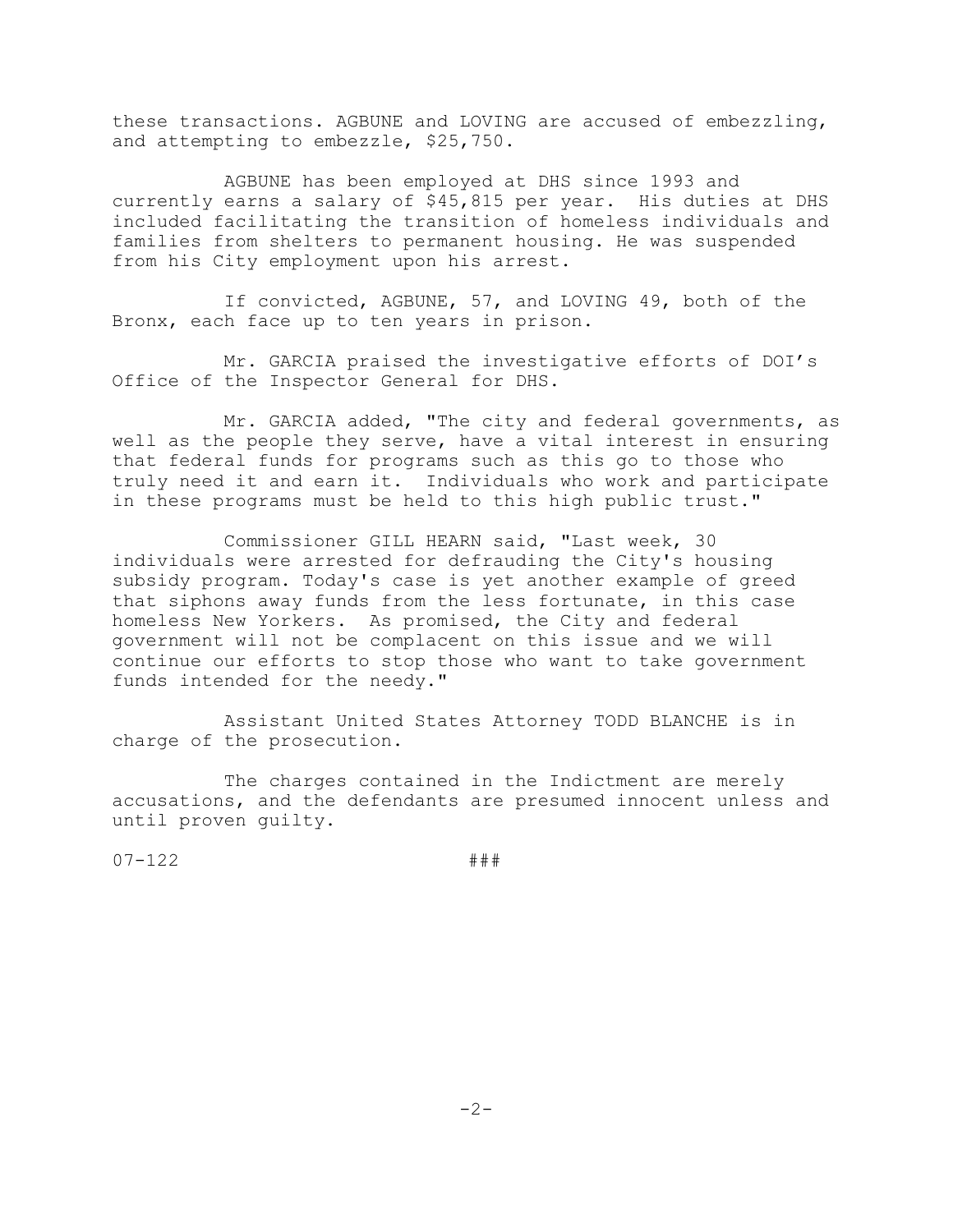these transactions. AGBUNE and LOVING are accused of embezzling, and attempting to embezzle, $25,750.

AGBUNE has been employed at DHS since 1993 and currently earns a salary of $45,815 per year. His duties at DHS included facilitating the transition of homeless individuals and families from shelters to permanent housing. He was suspended from his City employment upon his arrest.

If convicted, AGBUNE, 57, and LOVING 49, both of the Bronx, each face up to ten years in prison.

Mr. GARCIA praised the investigative efforts of DOI's Office of the Inspector General for DHS.

Mr. GARCIA added, "The city and federal governments, as well as the people they serve, have a vital interest in ensuring that federal funds for programs such as this go to those who truly need it and earn it. Individuals who work and participate in these programs must be held to this high public trust."

Commissioner GILL HEARN said, "Last week, 30 individuals were arrested for defrauding the City's housing subsidy program. Today's case is yet another example of greed that siphons away funds from the less fortunate, in this case homeless New Yorkers. As promised, the City and federal government will not be complacent on this issue and we will continue our efforts to stop those who want to take government funds intended for the needy."

Assistant United States Attorney TODD BLANCHE is in charge of the prosecution.

The charges contained in the Indictment are merely accusations, and the defendants are presumed innocent unless and until proven guilty.

07-122 ###